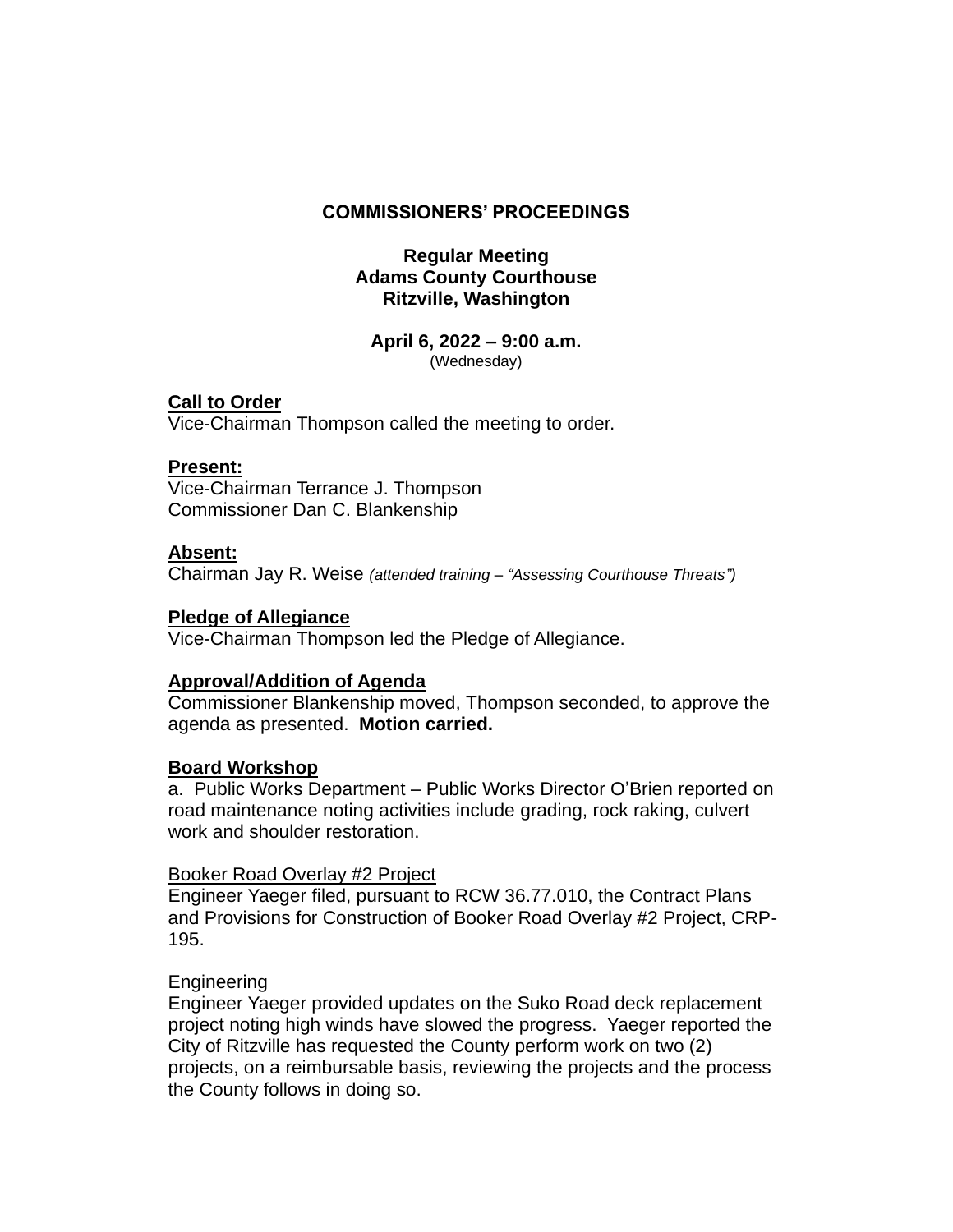# COMMISSIONERS' PROCEEDINGS

## Regular Meeting
## Adams County Courthouse
## Ritzville, Washington

**April 6, 2022 – 9:00 a.m.**
(Wednesday)

**Call to Order**
Vice-Chairman Thompson called the meeting to order.

**Present:**
Vice-Chairman Terrance J. Thompson
Commissioner Dan C. Blankenship

**Absent:**
Chairman Jay R. Weise *(attended training – "Assessing Courthouse Threats")*

**Pledge of Allegiance**
Vice-Chairman Thompson led the Pledge of Allegiance.

**Approval/Addition of Agenda**
Commissioner Blankenship moved, Thompson seconded, to approve the agenda as presented. **Motion carried.**

**Board Workshop**
a. Public Works Department – Public Works Director O'Brien reported on road maintenance noting activities include grading, rock raking, culvert work and shoulder restoration.

Booker Road Overlay #2 Project
Engineer Yaeger filed, pursuant to RCW 36.77.010, the Contract Plans and Provisions for Construction of Booker Road Overlay #2 Project, CRP-195.

Engineering
Engineer Yaeger provided updates on the Suko Road deck replacement project noting high winds have slowed the progress. Yaeger reported the City of Ritzville has requested the County perform work on two (2) projects, on a reimbursable basis, reviewing the projects and the process the County follows in doing so.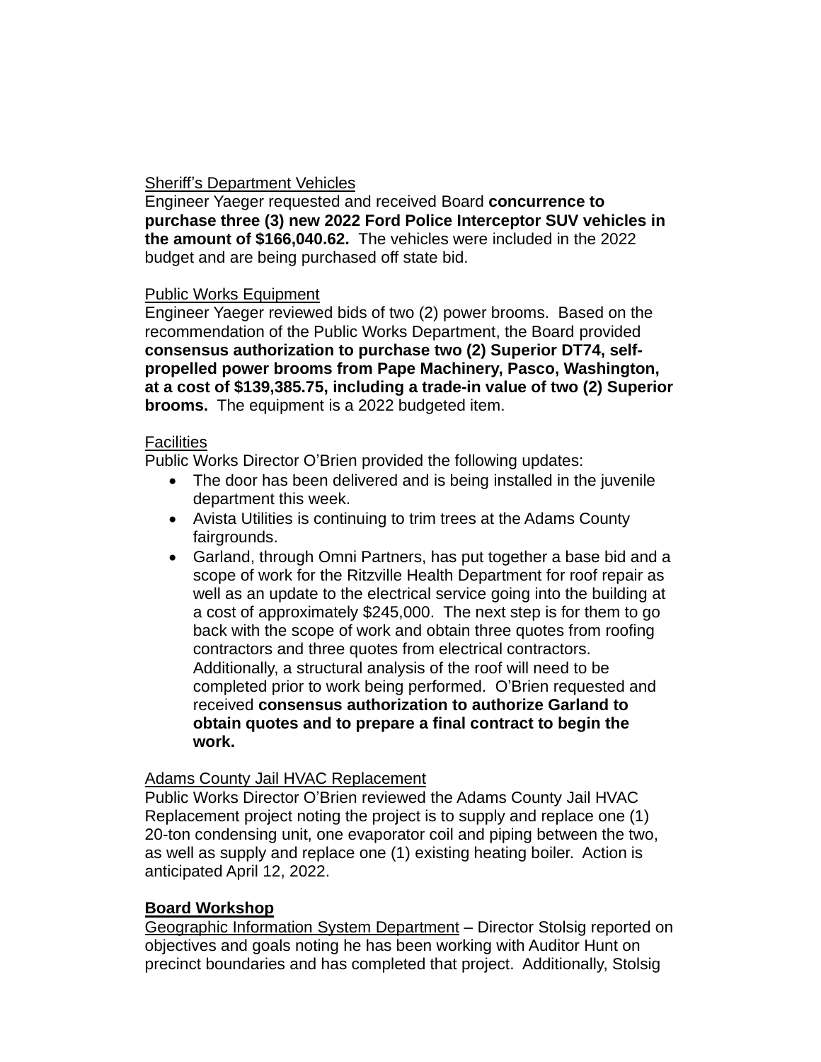Sheriff's Department Vehicles
Engineer Yaeger requested and received Board **concurrence to purchase three (3) new 2022 Ford Police Interceptor SUV vehicles in the amount of $166,040.62.** The vehicles were included in the 2022 budget and are being purchased off state bid.

Public Works Equipment
Engineer Yaeger reviewed bids of two (2) power brooms. Based on the recommendation of the Public Works Department, the Board provided **consensus authorization to purchase two (2) Superior DT74, self-propelled power brooms from Pape Machinery, Pasco, Washington, at a cost of $139,385.75, including a trade-in value of two (2) Superior brooms.** The equipment is a 2022 budgeted item.

Facilities
Public Works Director O'Brien provided the following updates:

- The door has been delivered and is being installed in the juvenile department this week.
- Avista Utilities is continuing to trim trees at the Adams County fairgrounds.
- Garland, through Omni Partners, has put together a base bid and a scope of work for the Ritzville Health Department for roof repair as well as an update to the electrical service going into the building at a cost of approximately $245,000. The next step is for them to go back with the scope of work and obtain three quotes from roofing contractors and three quotes from electrical contractors. Additionally, a structural analysis of the roof will need to be completed prior to work being performed. O'Brien requested and received **consensus authorization to authorize Garland to obtain quotes and to prepare a final contract to begin the work.**

Adams County Jail HVAC Replacement
Public Works Director O'Brien reviewed the Adams County Jail HVAC Replacement project noting the project is to supply and replace one (1) 20-ton condensing unit, one evaporator coil and piping between the two, as well as supply and replace one (1) existing heating boiler. Action is anticipated April 12, 2022.

**Board Workshop**
Geographic Information System Department – Director Stolsig reported on objectives and goals noting he has been working with Auditor Hunt on precinct boundaries and has completed that project. Additionally, Stolsig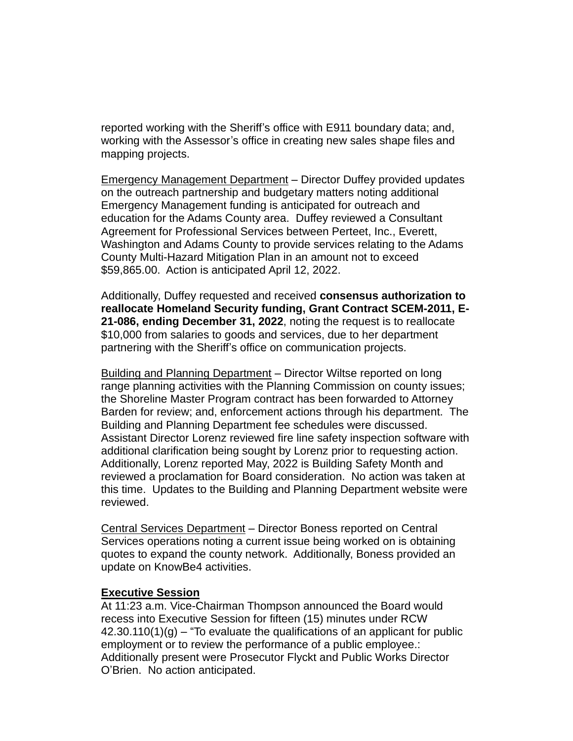reported working with the Sheriff's office with E911 boundary data; and, working with the Assessor's office in creating new sales shape files and mapping projects.

<u>Emergency Management Department</u> – Director Duffey provided updates on the outreach partnership and budgetary matters noting additional Emergency Management funding is anticipated for outreach and education for the Adams County area. Duffey reviewed a Consultant Agreement for Professional Services between Perteet, Inc., Everett, Washington and Adams County to provide services relating to the Adams County Multi-Hazard Mitigation Plan in an amount not to exceed $59,865.00. Action is anticipated April 12, 2022.

Additionally, Duffey requested and received **consensus authorization to reallocate Homeland Security funding, Grant Contract SCEM-2011, E-21-086, ending December 31, 2022**, noting the request is to reallocate $10,000 from salaries to goods and services, due to her department partnering with the Sheriff's office on communication projects.

<u>Building and Planning Department</u> – Director Wiltse reported on long range planning activities with the Planning Commission on county issues; the Shoreline Master Program contract has been forwarded to Attorney Barden for review; and, enforcement actions through his department. The Building and Planning Department fee schedules were discussed. Assistant Director Lorenz reviewed fire line safety inspection software with additional clarification being sought by Lorenz prior to requesting action. Additionally, Lorenz reported May, 2022 is Building Safety Month and reviewed a proclamation for Board consideration. No action was taken at this time. Updates to the Building and Planning Department website were reviewed.

<u>Central Services Department</u> – Director Boness reported on Central Services operations noting a current issue being worked on is obtaining quotes to expand the county network. Additionally, Boness provided an update on KnowBe4 activities.

**<u>Executive Session</u>**
At 11:23 a.m. Vice-Chairman Thompson announced the Board would recess into Executive Session for fifteen (15) minutes under RCW 42.30.110(1)(g) – "To evaluate the qualifications of an applicant for public employment or to review the performance of a public employee.: Additionally present were Prosecutor Flyckt and Public Works Director O'Brien. No action anticipated.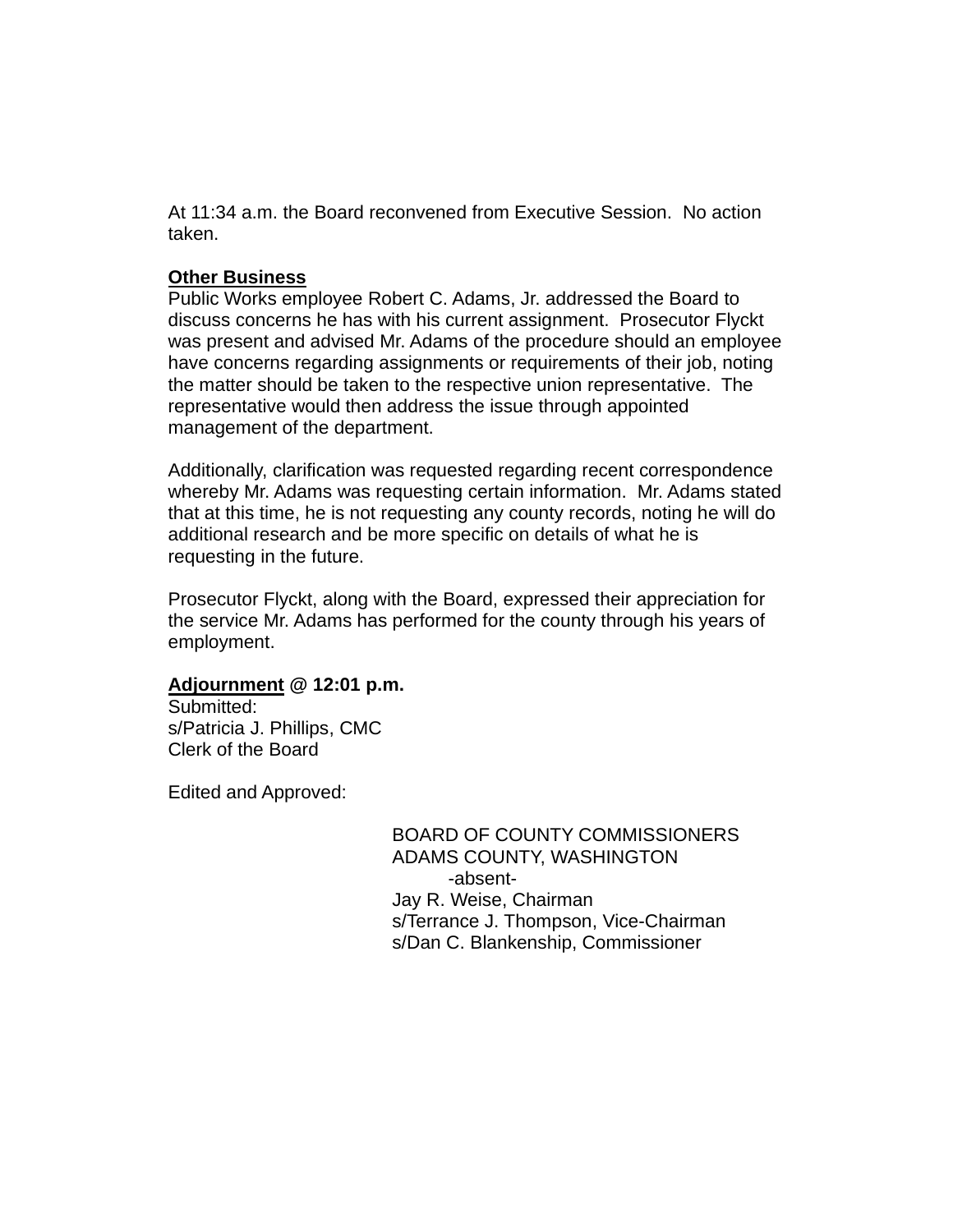At 11:34 a.m. the Board reconvened from Executive Session. No action taken.

**Other Business**

Public Works employee Robert C. Adams, Jr. addressed the Board to discuss concerns he has with his current assignment. Prosecutor Flyckt was present and advised Mr. Adams of the procedure should an employee have concerns regarding assignments or requirements of their job, noting the matter should be taken to the respective union representative. The representative would then address the issue through appointed management of the department.

Additionally, clarification was requested regarding recent correspondence whereby Mr. Adams was requesting certain information. Mr. Adams stated that at this time, he is not requesting any county records, noting he will do additional research and be more specific on details of what he is requesting in the future.

Prosecutor Flyckt, along with the Board, expressed their appreciation for the service Mr. Adams has performed for the county through his years of employment.

**Adjournment @ 12:01 p.m.**

Submitted:
s/Patricia J. Phillips, CMC
Clerk of the Board

Edited and Approved:

BOARD OF COUNTY COMMISSIONERS
ADAMS COUNTY, WASHINGTON
-absent-
Jay R. Weise, Chairman
s/Terrance J. Thompson, Vice-Chairman
s/Dan C. Blankenship, Commissioner